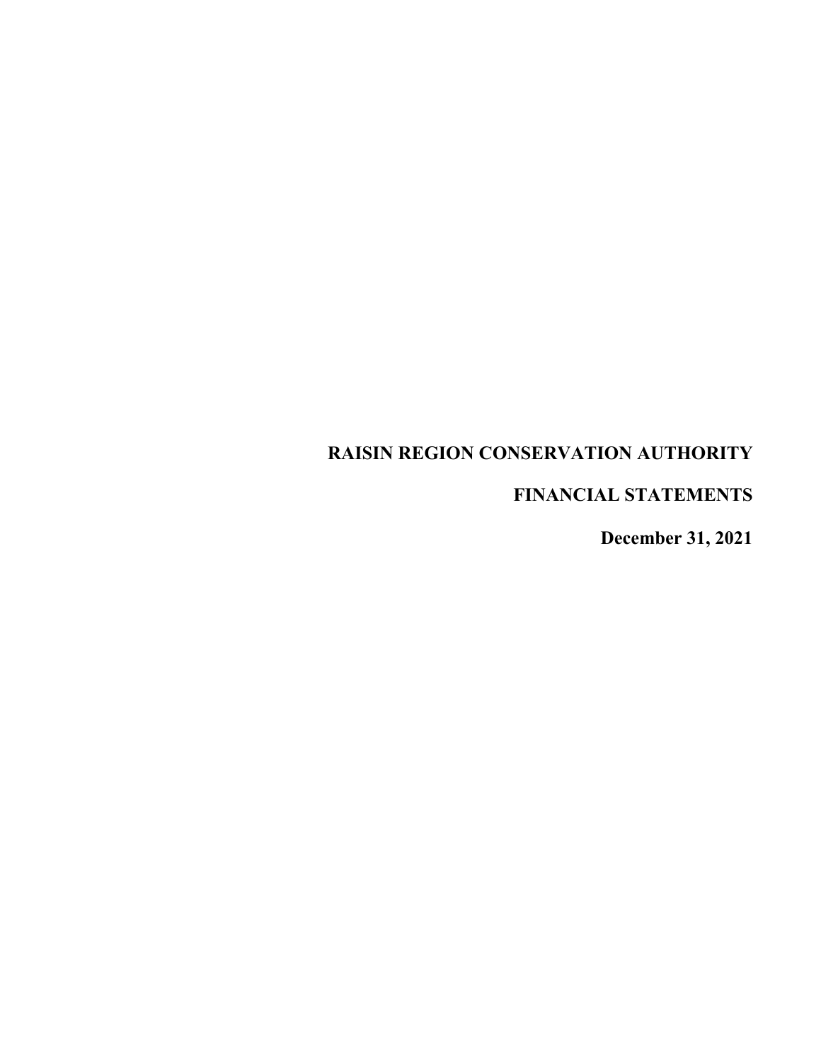# RAISIN REGION CONSERVATION AUTHORITY

## FINANCIAL STATEMENTS

### December 31, 2021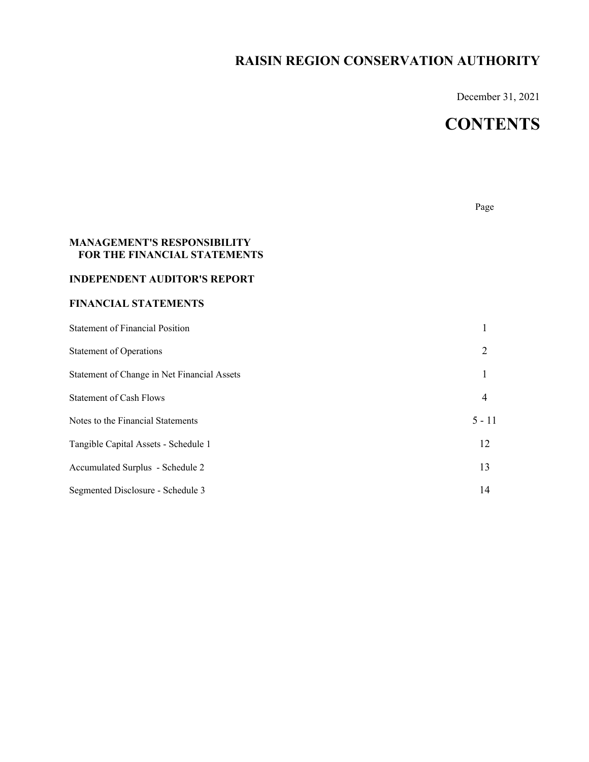# RAISIN REGION CONSERVATION AUTHORITY

December 31, 2021

# CONTENTS

| | Page |
|---|---|
| **MANAGEMENT'S RESPONSIBILITY FOR THE FINANCIAL STATEMENTS** | |
| **INDEPENDENT AUDITOR'S REPORT** | |
| **FINANCIAL STATEMENTS** | |
| Statement of Financial Position | 1 |
| Statement of Operations | 2 |
| Statement of Change in Net Financial Assets | 1 |
| Statement of Cash Flows | 4 |
| Notes to the Financial Statements | 5 - 11 |
| Tangible Capital Assets - Schedule 1 | 12 |
| Accumulated Surplus - Schedule 2 | 13 |
| Segmented Disclosure - Schedule 3 | 14 |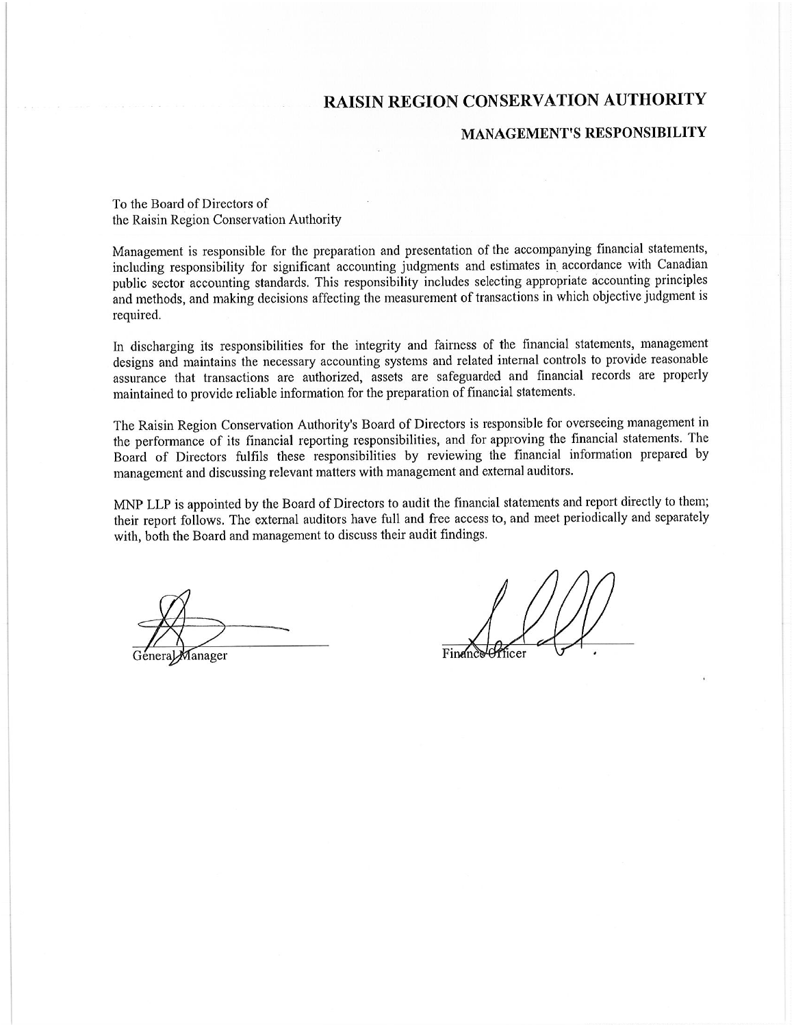# RAISIN REGION CONSERVATION AUTHORITY

## MANAGEMENT'S RESPONSIBILITY

To the Board of Directors of
the Raisin Region Conservation Authority

Management is responsible for the preparation and presentation of the accompanying financial statements, including responsibility for significant accounting judgments and estimates in accordance with Canadian public sector accounting standards. This responsibility includes selecting appropriate accounting principles and methods, and making decisions affecting the measurement of transactions in which objective judgment is required.

In discharging its responsibilities for the integrity and fairness of the financial statements, management designs and maintains the necessary accounting systems and related internal controls to provide reasonable assurance that transactions are authorized, assets are safeguarded and financial records are properly maintained to provide reliable information for the preparation of financial statements.

The Raisin Region Conservation Authority's Board of Directors is responsible for overseeing management in the performance of its financial reporting responsibilities, and for approving the financial statements. The Board of Directors fulfils these responsibilities by reviewing the financial information prepared by management and discussing relevant matters with management and external auditors.

MNP LLP is appointed by the Board of Directors to audit the financial statements and report directly to them; their report follows. The external auditors have full and free access to, and meet periodically and separately with, both the Board and management to discuss their audit findings.

General Manager

Finance Officer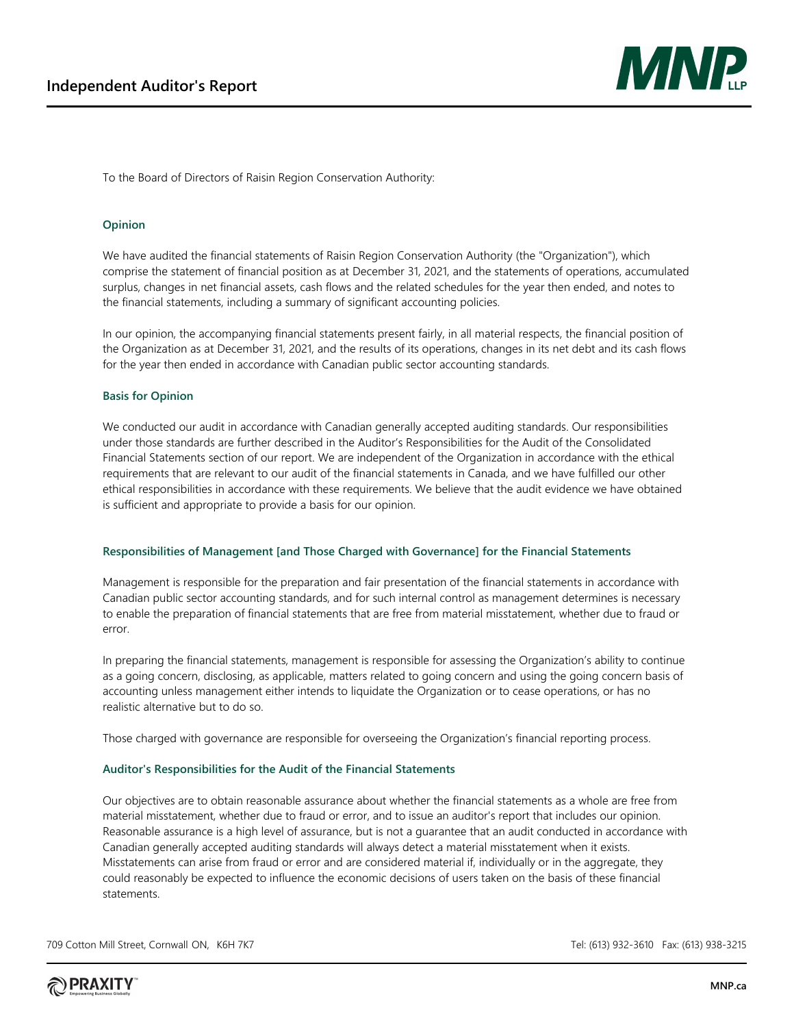# Independent Auditor's Report

To the Board of Directors of Raisin Region Conservation Authority:

### Opinion

We have audited the financial statements of Raisin Region Conservation Authority (the "Organization"), which comprise the statement of financial position as at December 31, 2021, and the statements of operations, accumulated surplus, changes in net financial assets, cash flows and the related schedules for the year then ended, and notes to the financial statements, including a summary of significant accounting policies.

In our opinion, the accompanying financial statements present fairly, in all material respects, the financial position of the Organization as at December 31, 2021, and the results of its operations, changes in its net debt and its cash flows for the year then ended in accordance with Canadian public sector accounting standards.

### Basis for Opinion

We conducted our audit in accordance with Canadian generally accepted auditing standards. Our responsibilities under those standards are further described in the Auditor's Responsibilities for the Audit of the Consolidated Financial Statements section of our report. We are independent of the Organization in accordance with the ethical requirements that are relevant to our audit of the financial statements in Canada, and we have fulfilled our other ethical responsibilities in accordance with these requirements. We believe that the audit evidence we have obtained is sufficient and appropriate to provide a basis for our opinion.

### Responsibilities of Management [and Those Charged with Governance] for the Financial Statements

Management is responsible for the preparation and fair presentation of the financial statements in accordance with Canadian public sector accounting standards, and for such internal control as management determines is necessary to enable the preparation of financial statements that are free from material misstatement, whether due to fraud or error.

In preparing the financial statements, management is responsible for assessing the Organization's ability to continue as a going concern, disclosing, as applicable, matters related to going concern and using the going concern basis of accounting unless management either intends to liquidate the Organization or to cease operations, or has no realistic alternative but to do so.

Those charged with governance are responsible for overseeing the Organization's financial reporting process.

### Auditor's Responsibilities for the Audit of the Financial Statements

Our objectives are to obtain reasonable assurance about whether the financial statements as a whole are free from material misstatement, whether due to fraud or error, and to issue an auditor's report that includes our opinion. Reasonable assurance is a high level of assurance, but is not a guarantee that an audit conducted in accordance with Canadian generally accepted auditing standards will always detect a material misstatement when it exists. Misstatements can arise from fraud or error and are considered material if, individually or in the aggregate, they could reasonably be expected to influence the economic decisions of users taken on the basis of these financial statements.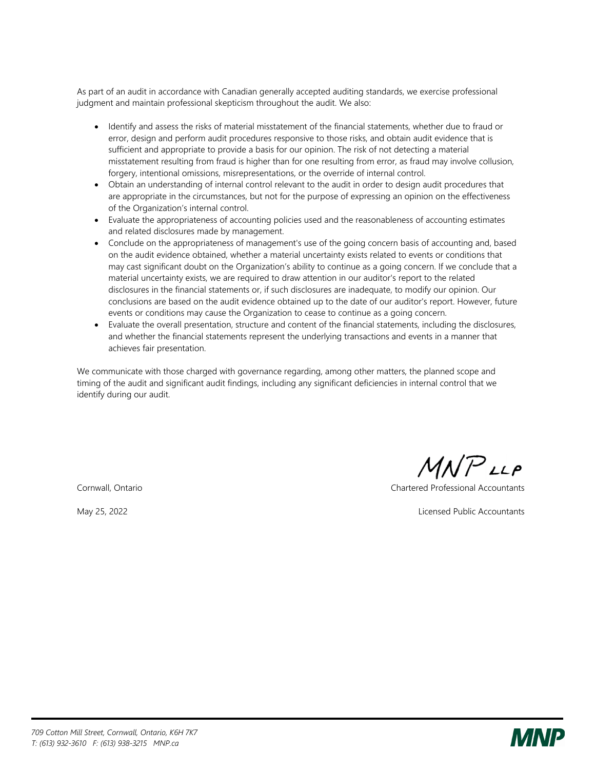As part of an audit in accordance with Canadian generally accepted auditing standards, we exercise professional judgment and maintain professional skepticism throughout the audit. We also:

- Identify and assess the risks of material misstatement of the financial statements, whether due to fraud or error, design and perform audit procedures responsive to those risks, and obtain audit evidence that is sufficient and appropriate to provide a basis for our opinion. The risk of not detecting a material misstatement resulting from fraud is higher than for one resulting from error, as fraud may involve collusion, forgery, intentional omissions, misrepresentations, or the override of internal control.
- Obtain an understanding of internal control relevant to the audit in order to design audit procedures that are appropriate in the circumstances, but not for the purpose of expressing an opinion on the effectiveness of the Organization's internal control.
- Evaluate the appropriateness of accounting policies used and the reasonableness of accounting estimates and related disclosures made by management.
- Conclude on the appropriateness of management's use of the going concern basis of accounting and, based on the audit evidence obtained, whether a material uncertainty exists related to events or conditions that may cast significant doubt on the Organization's ability to continue as a going concern. If we conclude that a material uncertainty exists, we are required to draw attention in our auditor's report to the related disclosures in the financial statements or, if such disclosures are inadequate, to modify our opinion. Our conclusions are based on the audit evidence obtained up to the date of our auditor's report. However, future events or conditions may cause the Organization to cease to continue as a going concern.
- Evaluate the overall presentation, structure and content of the financial statements, including the disclosures, and whether the financial statements represent the underlying transactions and events in a manner that achieves fair presentation.

We communicate with those charged with governance regarding, among other matters, the planned scope and timing of the audit and significant audit findings, including any significant deficiencies in internal control that we identify during our audit.

MNP LLP

Cornwall, Ontario

Chartered Professional Accountants

May 25, 2022

Licensed Public Accountants

*709 Cotton Mill Street, Cornwall, Ontario, K6H 7K7*
*T: (613) 932-3610 F: (613) 938-3215 MNP.ca*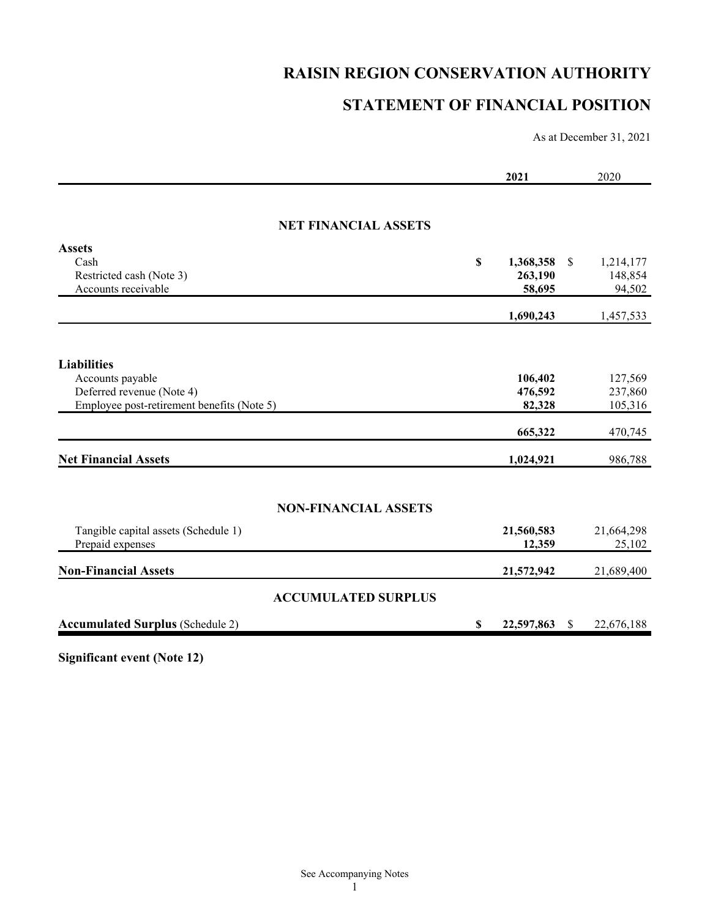# RAISIN REGION CONSERVATION AUTHORITY

## STATEMENT OF FINANCIAL POSITION

As at December 31, 2021

| | 2021 | 2020 |
|---|---|---|
| **NET FINANCIAL ASSETS** | | |
| **Assets** | | |
| Cash | $ 1,368,358 | $ 1,214,177 |
| Restricted cash (Note 3) | 263,190 | 148,854 |
| Accounts receivable | 58,695 | 94,502 |
| | 1,690,243 | 1,457,533 |
| **Liabilities** | | |
| Accounts payable | 106,402 | 127,569 |
| Deferred revenue (Note 4) | 476,592 | 237,860 |
| Employee post-retirement benefits (Note 5) | 82,328 | 105,316 |
| | 665,322 | 470,745 |
| **Net Financial Assets** | 1,024,921 | 986,788 |
| **NON-FINANCIAL ASSETS** | | |
| Tangible capital assets (Schedule 1) | 21,560,583 | 21,664,298 |
| Prepaid expenses | 12,359 | 25,102 |
| **Non-Financial Assets** | 21,572,942 | 21,689,400 |
| **ACCUMULATED SURPLUS** | | |
| **Accumulated Surplus** (Schedule 2) | $ 22,597,863 | $ 22,676,188 |

**Significant event (Note 12)**

See Accompanying Notes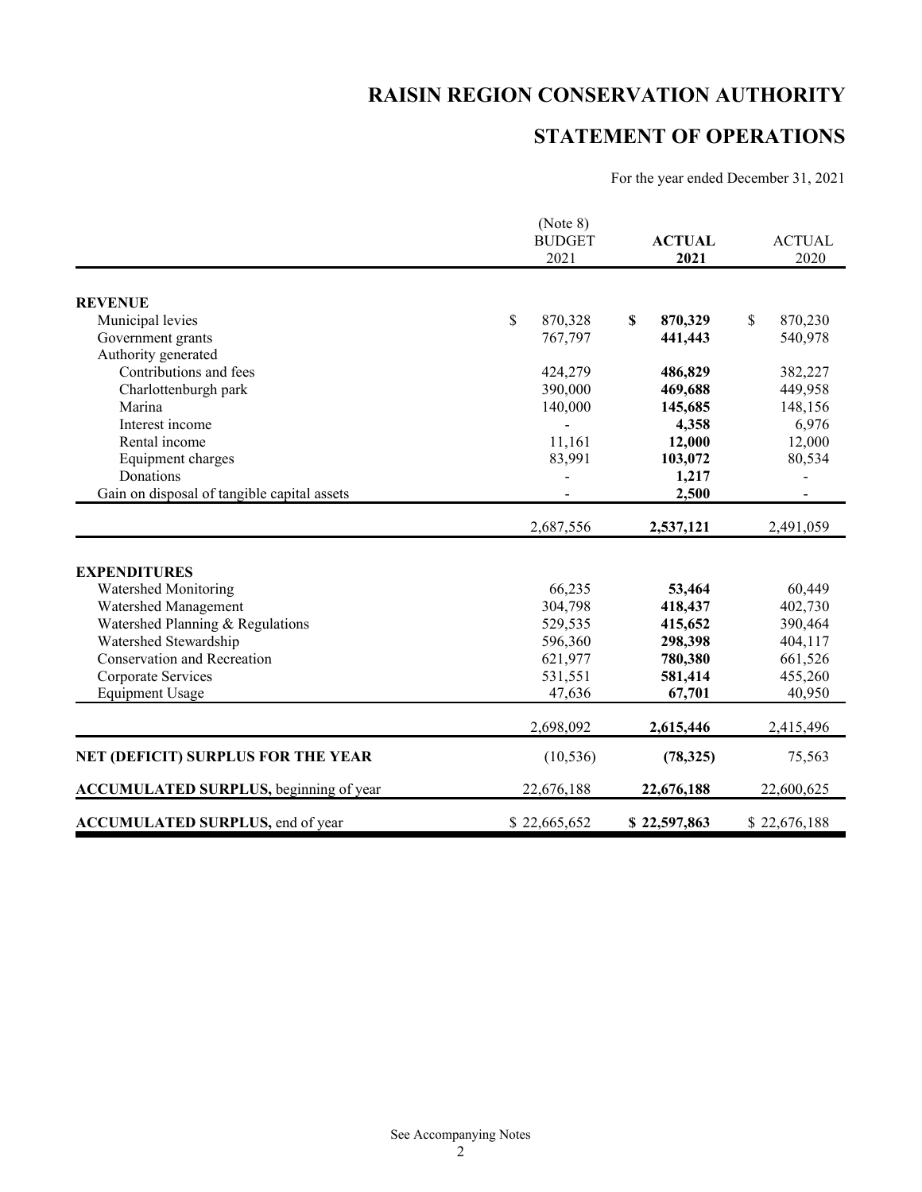# RAISIN REGION CONSERVATION AUTHORITY

## STATEMENT OF OPERATIONS

For the year ended December 31, 2021

| | (Note 8) BUDGET 2021 | **ACTUAL 2021** | ACTUAL 2020 |
|---|---|---|---|
| **REVENUE** | | | |
| Municipal levies | $ 870,328 | **$ 870,329** | $ 870,230 |
| Government grants | 767,797 | **441,443** | 540,978 |
| Authority generated | | | |
| Contributions and fees | 424,279 | **486,829** | 382,227 |
| Charlottenburgh park | 390,000 | **469,688** | 449,958 |
| Marina | 140,000 | **145,685** | 148,156 |
| Interest income | - | **4,358** | 6,976 |
| Rental income | 11,161 | **12,000** | 12,000 |
| Equipment charges | 83,991 | **103,072** | 80,534 |
| Donations | - | **1,217** | - |
| Gain on disposal of tangible capital assets | - | **2,500** | - |
| | 2,687,556 | **2,537,121** | 2,491,059 |
| **EXPENDITURES** | | | |
| Watershed Monitoring | 66,235 | **53,464** | 60,449 |
| Watershed Management | 304,798 | **418,437** | 402,730 |
| Watershed Planning & Regulations | 529,535 | **415,652** | 390,464 |
| Watershed Stewardship | 596,360 | **298,398** | 404,117 |
| Conservation and Recreation | 621,977 | **780,380** | 661,526 |
| Corporate Services | 531,551 | **581,414** | 455,260 |
| Equipment Usage | 47,636 | **67,701** | 40,950 |
| | 2,698,092 | **2,615,446** | 2,415,496 |
| **NET (DEFICIT) SURPLUS FOR THE YEAR** | (10,536) | **(78,325)** | 75,563 |
| **ACCUMULATED SURPLUS,** beginning of year | 22,676,188 | **22,676,188** | 22,600,625 |
| **ACCUMULATED SURPLUS,** end of year | $ 22,665,652 | **$ 22,597,863** | $ 22,676,188 |

See Accompanying Notes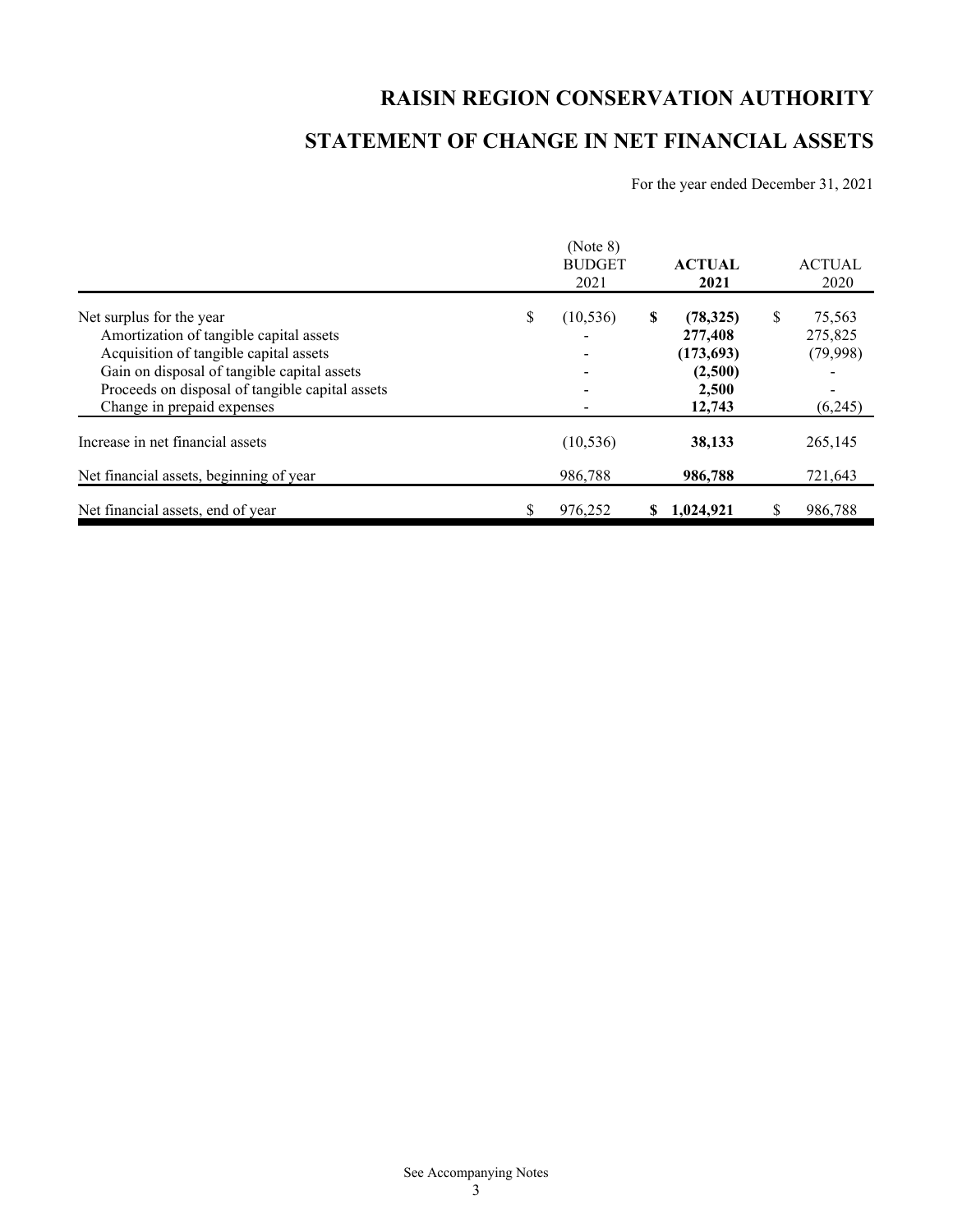# RAISIN REGION CONSERVATION AUTHORITY

## STATEMENT OF CHANGE IN NET FINANCIAL ASSETS

For the year ended December 31, 2021

| | (Note 8) BUDGET 2021 | **ACTUAL 2021** | ACTUAL 2020 |
|---|---|---|---|
| Net surplus for the year | $ (10,536) | **$ (78,325)** | $ 75,563 |
| Amortization of tangible capital assets | - | **277,408** | 275,825 |
| Acquisition of tangible capital assets | - | **(173,693)** | (79,998) |
| Gain on disposal of tangible capital assets | - | **(2,500)** | - |
| Proceeds on disposal of tangible capital assets | - | **2,500** | - |
| Change in prepaid expenses | - | **12,743** | (6,245) |
| Increase in net financial assets | (10,536) | **38,133** | 265,145 |
| Net financial assets, beginning of year | 986,788 | **986,788** | 721,643 |
| Net financial assets, end of year | $ 976,252 | **$ 1,024,921** | $ 986,788 |

See Accompanying Notes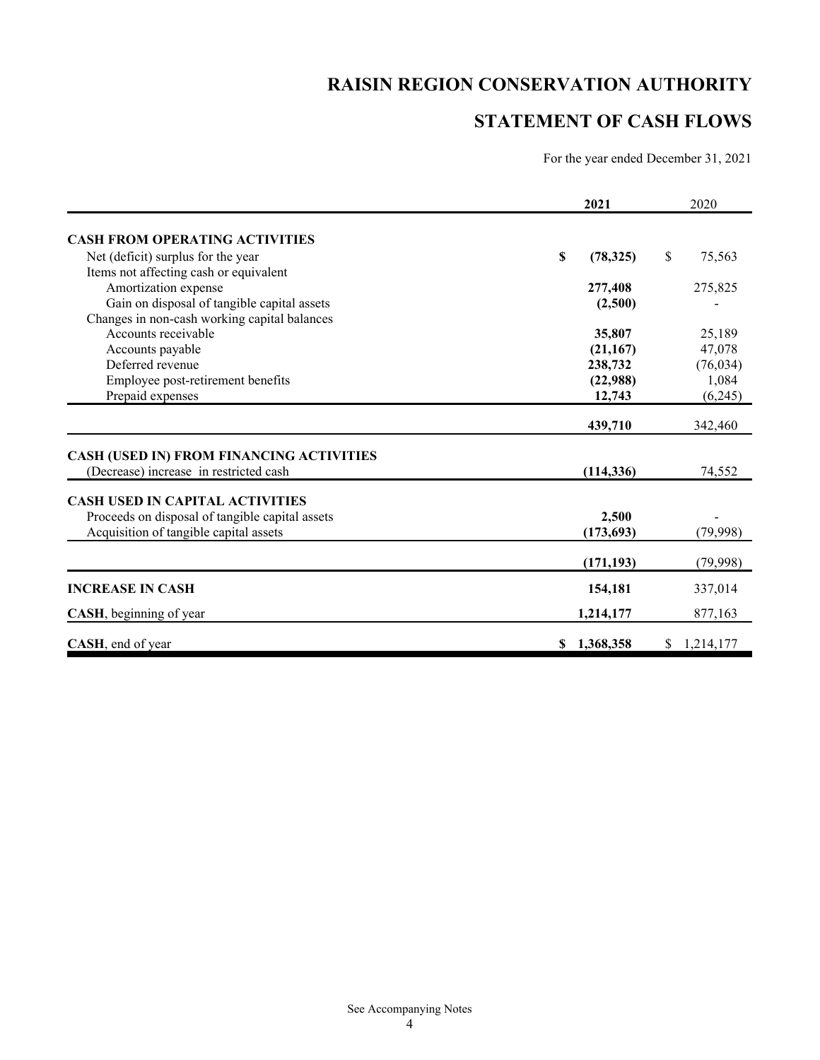# RAISIN REGION CONSERVATION AUTHORITY

## STATEMENT OF CASH FLOWS

For the year ended December 31, 2021

| | 2021 | 2020 |
|---|---|---|
| **CASH FROM OPERATING ACTIVITIES** | | |
| Net (deficit) surplus for the year | **$ (78,325)** | $ 75,563 |
| Items not affecting cash or equivalent | | |
| Amortization expense | **277,408** | 275,825 |
| Gain on disposal of tangible capital assets | **(2,500)** | - |
| Changes in non-cash working capital balances | | |
| Accounts receivable | **35,807** | 25,189 |
| Accounts payable | **(21,167)** | 47,078 |
| Deferred revenue | **238,732** | (76,034) |
| Employee post-retirement benefits | **(22,988)** | 1,084 |
| Prepaid expenses | **12,743** | (6,245) |
| | **439,710** | 342,460 |
| **CASH (USED IN) FROM FINANCING ACTIVITIES** | | |
| (Decrease) increase in restricted cash | **(114,336)** | 74,552 |
| **CASH USED IN CAPITAL ACTIVITIES** | | |
| Proceeds on disposal of tangible capital assets | **2,500** | - |
| Acquisition of tangible capital assets | **(173,693)** | (79,998) |
| | **(171,193)** | (79,998) |
| **INCREASE IN CASH** | **154,181** | 337,014 |
| **CASH**, beginning of year | **1,214,177** | 877,163 |
| **CASH**, end of year | **$ 1,368,358** | $ 1,214,177 |

See Accompanying Notes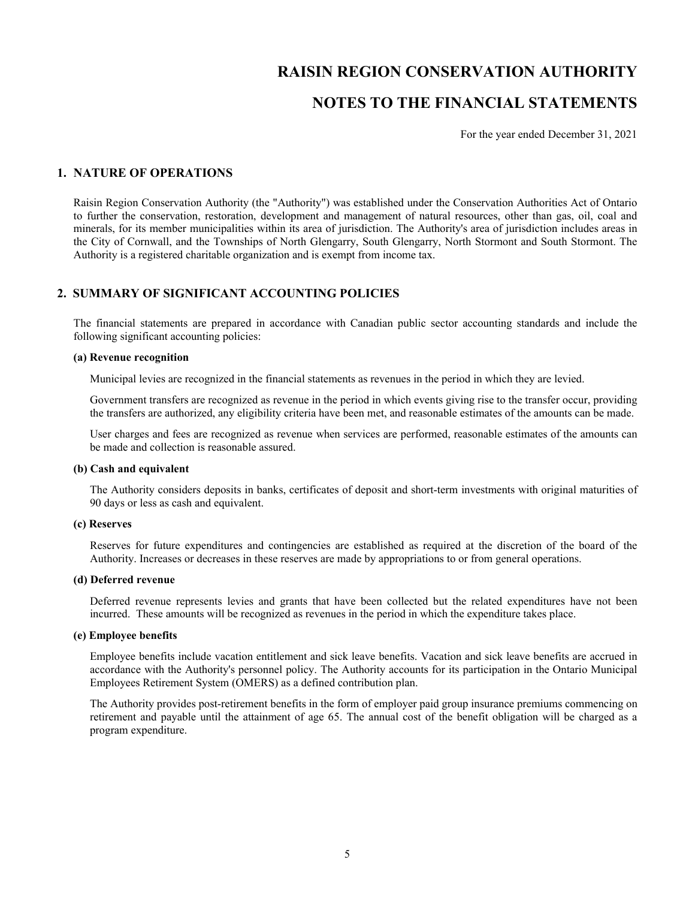# RAISIN REGION CONSERVATION AUTHORITY

# NOTES TO THE FINANCIAL STATEMENTS

For the year ended December 31, 2021

## 1. NATURE OF OPERATIONS

Raisin Region Conservation Authority (the "Authority") was established under the Conservation Authorities Act of Ontario to further the conservation, restoration, development and management of natural resources, other than gas, oil, coal and minerals, for its member municipalities within its area of jurisdiction. The Authority's area of jurisdiction includes areas in the City of Cornwall, and the Townships of North Glengarry, South Glengarry, North Stormont and South Stormont. The Authority is a registered charitable organization and is exempt from income tax.

## 2. SUMMARY OF SIGNIFICANT ACCOUNTING POLICIES

The financial statements are prepared in accordance with Canadian public sector accounting standards and include the following significant accounting policies:

### (a) Revenue recognition

Municipal levies are recognized in the financial statements as revenues in the period in which they are levied.

Government transfers are recognized as revenue in the period in which events giving rise to the transfer occur, providing the transfers are authorized, any eligibility criteria have been met, and reasonable estimates of the amounts can be made.

User charges and fees are recognized as revenue when services are performed, reasonable estimates of the amounts can be made and collection is reasonable assured.

### (b) Cash and equivalent

The Authority considers deposits in banks, certificates of deposit and short-term investments with original maturities of 90 days or less as cash and equivalent.

### (c) Reserves

Reserves for future expenditures and contingencies are established as required at the discretion of the board of the Authority. Increases or decreases in these reserves are made by appropriations to or from general operations.

### (d) Deferred revenue

Deferred revenue represents levies and grants that have been collected but the related expenditures have not been incurred. These amounts will be recognized as revenues in the period in which the expenditure takes place.

### (e) Employee benefits

Employee benefits include vacation entitlement and sick leave benefits. Vacation and sick leave benefits are accrued in accordance with the Authority's personnel policy. The Authority accounts for its participation in the Ontario Municipal Employees Retirement System (OMERS) as a defined contribution plan.

The Authority provides post-retirement benefits in the form of employer paid group insurance premiums commencing on retirement and payable until the attainment of age 65. The annual cost of the benefit obligation will be charged as a program expenditure.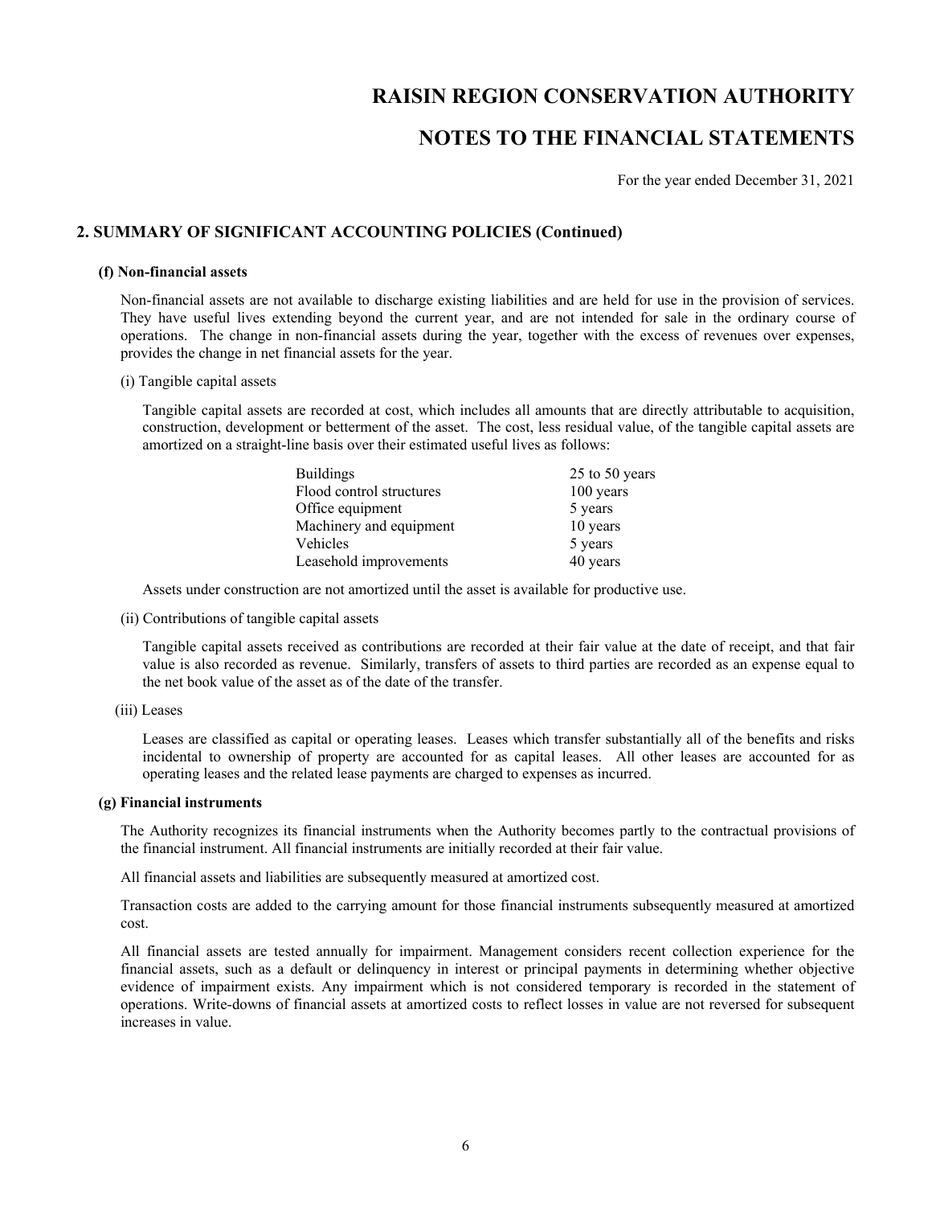# RAISIN REGION CONSERVATION AUTHORITY

# NOTES TO THE FINANCIAL STATEMENTS

For the year ended December 31, 2021

## 2. SUMMARY OF SIGNIFICANT ACCOUNTING POLICIES (Continued)

### (f) Non-financial assets

Non-financial assets are not available to discharge existing liabilities and are held for use in the provision of services. They have useful lives extending beyond the current year, and are not intended for sale in the ordinary course of operations. The change in non-financial assets during the year, together with the excess of revenues over expenses, provides the change in net financial assets for the year.

(i) Tangible capital assets

Tangible capital assets are recorded at cost, which includes all amounts that are directly attributable to acquisition, construction, development or betterment of the asset. The cost, less residual value, of the tangible capital assets are amortized on a straight-line basis over their estimated useful lives as follows:

| | |
|---|---|
| Buildings | 25 to 50 years |
| Flood control structures | 100 years |
| Office equipment | 5 years |
| Machinery and equipment | 10 years |
| Vehicles | 5 years |
| Leasehold improvements | 40 years |

Assets under construction are not amortized until the asset is available for productive use.

(ii) Contributions of tangible capital assets

Tangible capital assets received as contributions are recorded at their fair value at the date of receipt, and that fair value is also recorded as revenue. Similarly, transfers of assets to third parties are recorded as an expense equal to the net book value of the asset as of the date of the transfer.

(iii) Leases

Leases are classified as capital or operating leases. Leases which transfer substantially all of the benefits and risks incidental to ownership of property are accounted for as capital leases. All other leases are accounted for as operating leases and the related lease payments are charged to expenses as incurred.

### (g) Financial instruments

The Authority recognizes its financial instruments when the Authority becomes partly to the contractual provisions of the financial instrument. All financial instruments are initially recorded at their fair value.

All financial assets and liabilities are subsequently measured at amortized cost.

Transaction costs are added to the carrying amount for those financial instruments subsequently measured at amortized cost.

All financial assets are tested annually for impairment. Management considers recent collection experience for the financial assets, such as a default or delinquency in interest or principal payments in determining whether objective evidence of impairment exists. Any impairment which is not considered temporary is recorded in the statement of operations. Write-downs of financial assets at amortized costs to reflect losses in value are not reversed for subsequent increases in value.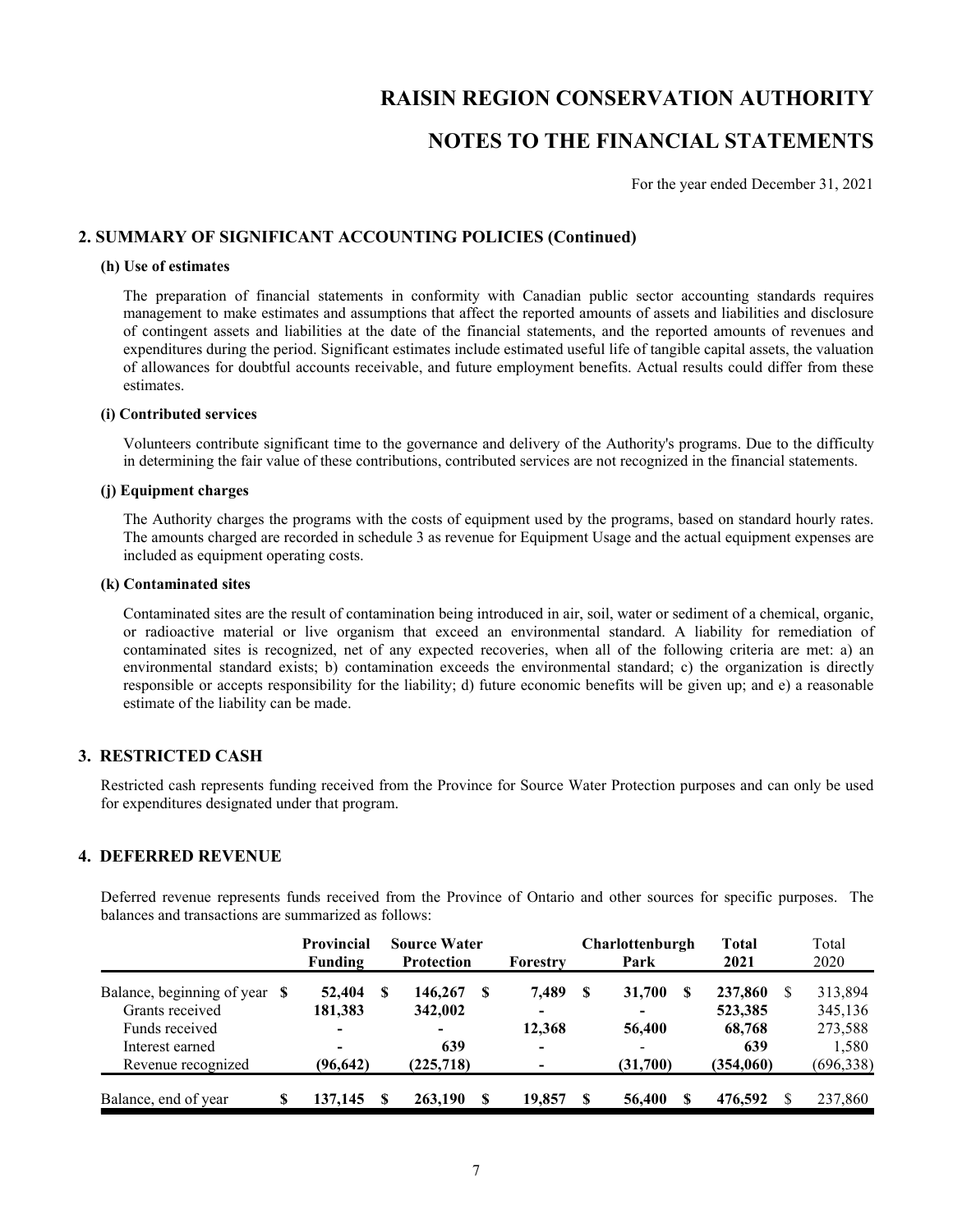# RAISIN REGION CONSERVATION AUTHORITY

# NOTES TO THE FINANCIAL STATEMENTS

For the year ended December 31, 2021

## 2. SUMMARY OF SIGNIFICANT ACCOUNTING POLICIES (Continued)

### (h) Use of estimates

The preparation of financial statements in conformity with Canadian public sector accounting standards requires management to make estimates and assumptions that affect the reported amounts of assets and liabilities and disclosure of contingent assets and liabilities at the date of the financial statements, and the reported amounts of revenues and expenditures during the period. Significant estimates include estimated useful life of tangible capital assets, the valuation of allowances for doubtful accounts receivable, and future employment benefits. Actual results could differ from these estimates.

### (i) Contributed services

Volunteers contribute significant time to the governance and delivery of the Authority's programs. Due to the difficulty in determining the fair value of these contributions, contributed services are not recognized in the financial statements.

### (j) Equipment charges

The Authority charges the programs with the costs of equipment used by the programs, based on standard hourly rates. The amounts charged are recorded in schedule 3 as revenue for Equipment Usage and the actual equipment expenses are included as equipment operating costs.

### (k) Contaminated sites

Contaminated sites are the result of contamination being introduced in air, soil, water or sediment of a chemical, organic, or radioactive material or live organism that exceed an environmental standard. A liability for remediation of contaminated sites is recognized, net of any expected recoveries, when all of the following criteria are met: a) an environmental standard exists; b) contamination exceeds the environmental standard; c) the organization is directly responsible or accepts responsibility for the liability; d) future economic benefits will be given up; and e) a reasonable estimate of the liability can be made.

## 3. RESTRICTED CASH

Restricted cash represents funding received from the Province for Source Water Protection purposes and can only be used for expenditures designated under that program.

## 4. DEFERRED REVENUE

Deferred revenue represents funds received from the Province of Ontario and other sources for specific purposes. The balances and transactions are summarized as follows:

| | Provincial Funding | Source Water Protection | Forestry | Charlottenburgh Park | Total 2021 | Total 2020 |
|---|---|---|---|---|---|---|
| Balance, beginning of year | $ 52,404 | $ 146,267 | $ 7,489 | $ 31,700 | $ 237,860 | $ 313,894 |
| Grants received | 181,383 | 342,002 | - | - | 523,385 | 345,136 |
| Funds received | - | - | 12,368 | 56,400 | 68,768 | 273,588 |
| Interest earned | - | 639 | - | - | 639 | 1,580 |
| Revenue recognized | (96,642) | (225,718) | - | (31,700) | (354,060) | (696,338) |
| Balance, end of year | $ 137,145 | $ 263,190 | $ 19,857 | $ 56,400 | $ 476,592 | $ 237,860 |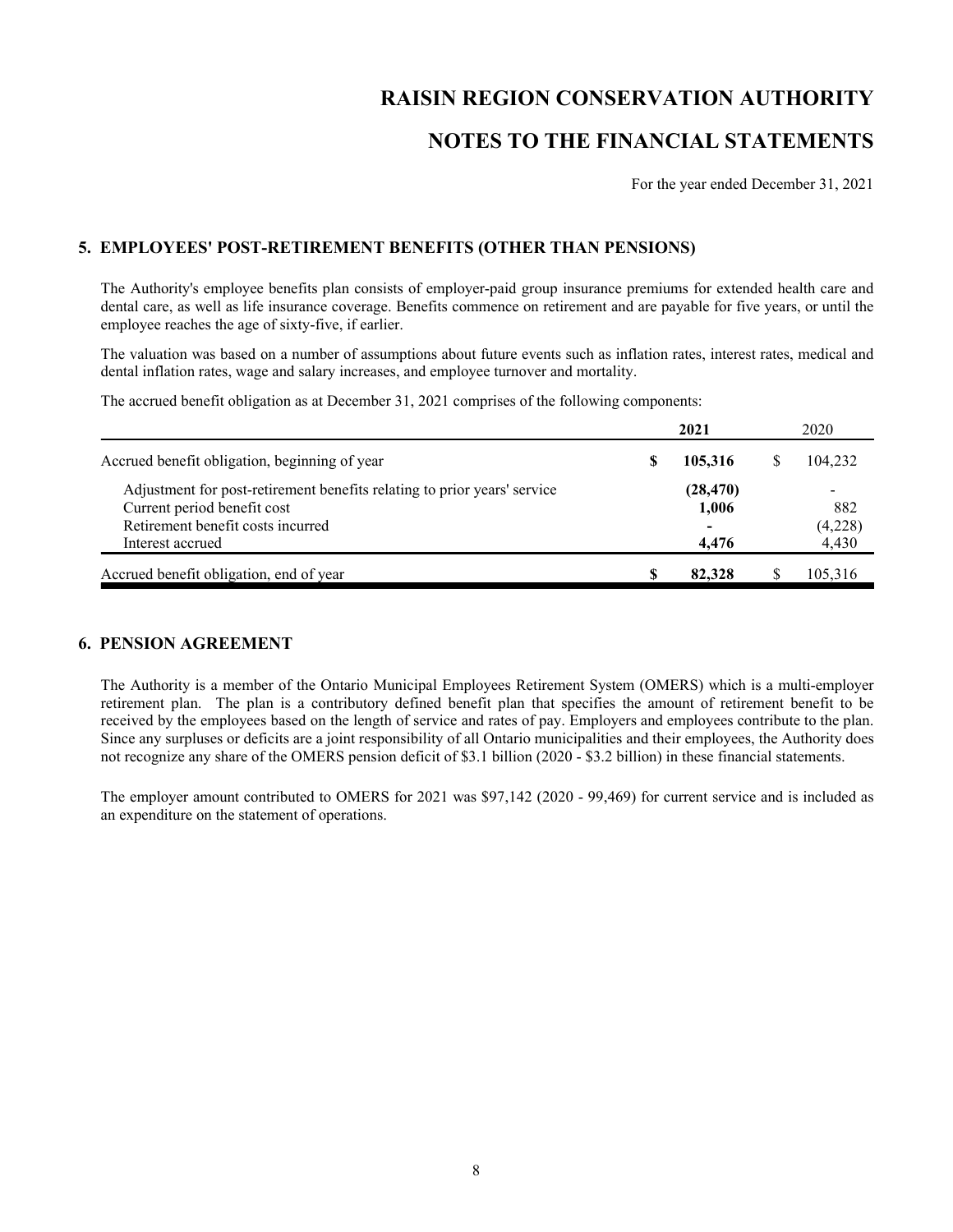# RAISIN REGION CONSERVATION AUTHORITY

# NOTES TO THE FINANCIAL STATEMENTS

For the year ended December 31, 2021

## 5. EMPLOYEES' POST-RETIREMENT BENEFITS (OTHER THAN PENSIONS)

The Authority's employee benefits plan consists of employer-paid group insurance premiums for extended health care and dental care, as well as life insurance coverage. Benefits commence on retirement and are payable for five years, or until the employee reaches the age of sixty-five, if earlier.

The valuation was based on a number of assumptions about future events such as inflation rates, interest rates, medical and dental inflation rates, wage and salary increases, and employee turnover and mortality.

The accrued benefit obligation as at December 31, 2021 comprises of the following components:

| | **2021** | 2020 |
|---|---|---|
| Accrued benefit obligation, beginning of year | **$ 105,316** | $ 104,232 |
| Adjustment for post-retirement benefits relating to prior years' service | **(28,470)** | - |
| Current period benefit cost | **1,006** | 882 |
| Retirement benefit costs incurred | **-** | (4,228) |
| Interest accrued | **4,476** | 4,430 |
| Accrued benefit obligation, end of year | **$ 82,328** | $ 105,316 |

## 6. PENSION AGREEMENT

The Authority is a member of the Ontario Municipal Employees Retirement System (OMERS) which is a multi-employer retirement plan. The plan is a contributory defined benefit plan that specifies the amount of retirement benefit to be received by the employees based on the length of service and rates of pay. Employers and employees contribute to the plan. Since any surpluses or deficits are a joint responsibility of all Ontario municipalities and their employees, the Authority does not recognize any share of the OMERS pension deficit of $3.1 billion (2020 - $3.2 billion) in these financial statements.

The employer amount contributed to OMERS for 2021 was $97,142 (2020 - 99,469) for current service and is included as an expenditure on the statement of operations.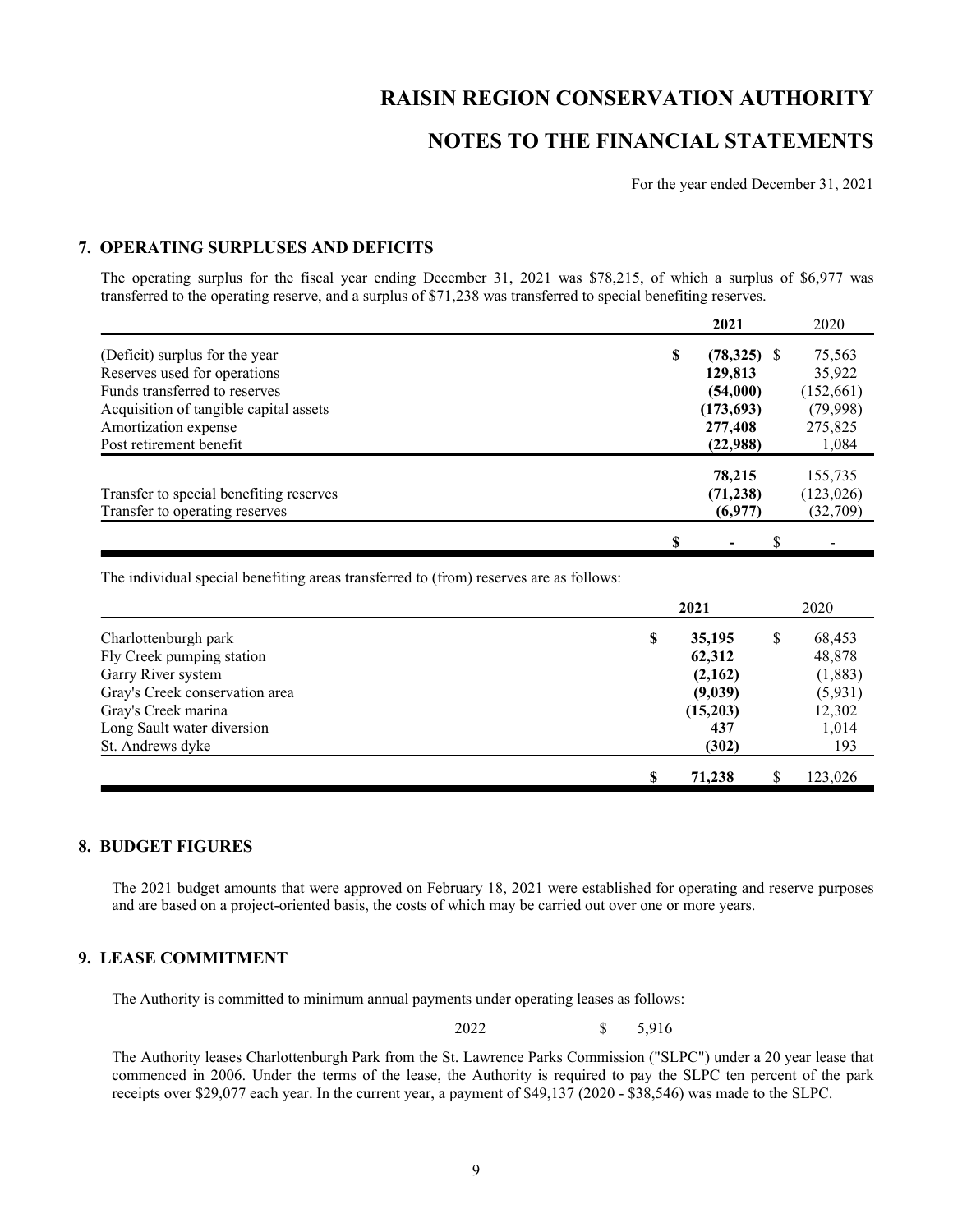# RAISIN REGION CONSERVATION AUTHORITY

# NOTES TO THE FINANCIAL STATEMENTS

For the year ended December 31, 2021

## 7. OPERATING SURPLUSES AND DEFICITS

The operating surplus for the fiscal year ending December 31, 2021 was $78,215, of which a surplus of $6,977 was transferred to the operating reserve, and a surplus of $71,238 was transferred to special benefiting reserves.

| | **2021** | 2020 |
|---|---|---|
| (Deficit) surplus for the year | **$ (78,325)** | $ 75,563 |
| Reserves used for operations | **129,813** | 35,922 |
| Funds transferred to reserves | **(54,000)** | (152,661) |
| Acquisition of tangible capital assets | **(173,693)** | (79,998) |
| Amortization expense | **277,408** | 275,825 |
| Post retirement benefit | **(22,988)** | 1,084 |
| | **78,215** | 155,735 |
| Transfer to special benefiting reserves | **(71,238)** | (123,026) |
| Transfer to operating reserves | **(6,977)** | (32,709) |
| | **$ -** | $ - |

The individual special benefiting areas transferred to (from) reserves are as follows:

| | **2021** | 2020 |
|---|---|---|
| Charlottenburgh park | **$ 35,195** | $ 68,453 |
| Fly Creek pumping station | **62,312** | 48,878 |
| Garry River system | **(2,162)** | (1,883) |
| Gray's Creek conservation area | **(9,039)** | (5,931) |
| Gray's Creek marina | **(15,203)** | 12,302 |
| Long Sault water diversion | **437** | 1,014 |
| St. Andrews dyke | **(302)** | 193 |
| | **$ 71,238** | $ 123,026 |

## 8. BUDGET FIGURES

The 2021 budget amounts that were approved on February 18, 2021 were established for operating and reserve purposes and are based on a project-oriented basis, the costs of which may be carried out over one or more years.

## 9. LEASE COMMITMENT

The Authority is committed to minimum annual payments under operating leases as follows:

| | |
|---|---|
| 2022 | $ 5,916 |

The Authority leases Charlottenburgh Park from the St. Lawrence Parks Commission ("SLPC") under a 20 year lease that commenced in 2006. Under the terms of the lease, the Authority is required to pay the SLPC ten percent of the park receipts over $29,077 each year. In the current year, a payment of $49,137 (2020 - $38,546) was made to the SLPC.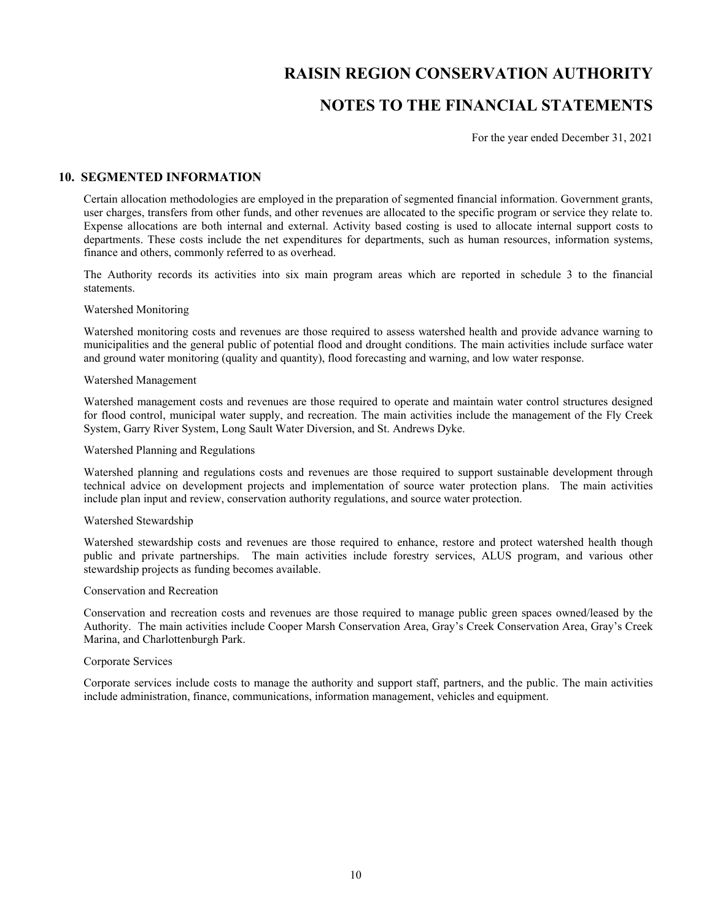# RAISIN REGION CONSERVATION AUTHORITY

# NOTES TO THE FINANCIAL STATEMENTS

For the year ended December 31, 2021

## 10. SEGMENTED INFORMATION

Certain allocation methodologies are employed in the preparation of segmented financial information. Government grants, user charges, transfers from other funds, and other revenues are allocated to the specific program or service they relate to. Expense allocations are both internal and external. Activity based costing is used to allocate internal support costs to departments. These costs include the net expenditures for departments, such as human resources, information systems, finance and others, commonly referred to as overhead.

The Authority records its activities into six main program areas which are reported in schedule 3 to the financial statements.

Watershed Monitoring

Watershed monitoring costs and revenues are those required to assess watershed health and provide advance warning to municipalities and the general public of potential flood and drought conditions. The main activities include surface water and ground water monitoring (quality and quantity), flood forecasting and warning, and low water response.

Watershed Management

Watershed management costs and revenues are those required to operate and maintain water control structures designed for flood control, municipal water supply, and recreation. The main activities include the management of the Fly Creek System, Garry River System, Long Sault Water Diversion, and St. Andrews Dyke.

Watershed Planning and Regulations

Watershed planning and regulations costs and revenues are those required to support sustainable development through technical advice on development projects and implementation of source water protection plans. The main activities include plan input and review, conservation authority regulations, and source water protection.

Watershed Stewardship

Watershed stewardship costs and revenues are those required to enhance, restore and protect watershed health though public and private partnerships. The main activities include forestry services, ALUS program, and various other stewardship projects as funding becomes available.

Conservation and Recreation

Conservation and recreation costs and revenues are those required to manage public green spaces owned/leased by the Authority. The main activities include Cooper Marsh Conservation Area, Gray's Creek Conservation Area, Gray's Creek Marina, and Charlottenburgh Park.

Corporate Services

Corporate services include costs to manage the authority and support staff, partners, and the public. The main activities include administration, finance, communications, information management, vehicles and equipment.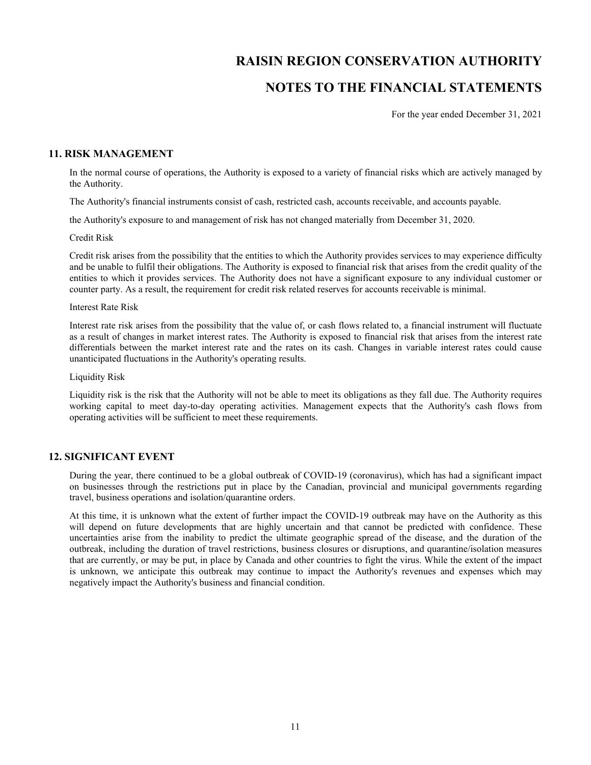# RAISIN REGION CONSERVATION AUTHORITY

# NOTES TO THE FINANCIAL STATEMENTS

For the year ended December 31, 2021

## 11. RISK MANAGEMENT

In the normal course of operations, the Authority is exposed to a variety of financial risks which are actively managed by the Authority.

The Authority's financial instruments consist of cash, restricted cash, accounts receivable, and accounts payable.

the Authority's exposure to and management of risk has not changed materially from December 31, 2020.

Credit Risk

Credit risk arises from the possibility that the entities to which the Authority provides services to may experience difficulty and be unable to fulfil their obligations. The Authority is exposed to financial risk that arises from the credit quality of the entities to which it provides services. The Authority does not have a significant exposure to any individual customer or counter party. As a result, the requirement for credit risk related reserves for accounts receivable is minimal.

Interest Rate Risk

Interest rate risk arises from the possibility that the value of, or cash flows related to, a financial instrument will fluctuate as a result of changes in market interest rates. The Authority is exposed to financial risk that arises from the interest rate differentials between the market interest rate and the rates on its cash. Changes in variable interest rates could cause unanticipated fluctuations in the Authority's operating results.

Liquidity Risk

Liquidity risk is the risk that the Authority will not be able to meet its obligations as they fall due. The Authority requires working capital to meet day-to-day operating activities. Management expects that the Authority's cash flows from operating activities will be sufficient to meet these requirements.

## 12. SIGNIFICANT EVENT

During the year, there continued to be a global outbreak of COVID-19 (coronavirus), which has had a significant impact on businesses through the restrictions put in place by the Canadian, provincial and municipal governments regarding travel, business operations and isolation/quarantine orders.

At this time, it is unknown what the extent of further impact the COVID-19 outbreak may have on the Authority as this will depend on future developments that are highly uncertain and that cannot be predicted with confidence. These uncertainties arise from the inability to predict the ultimate geographic spread of the disease, and the duration of the outbreak, including the duration of travel restrictions, business closures or disruptions, and quarantine/isolation measures that are currently, or may be put, in place by Canada and other countries to fight the virus. While the extent of the impact is unknown, we anticipate this outbreak may continue to impact the Authority's revenues and expenses which may negatively impact the Authority's business and financial condition.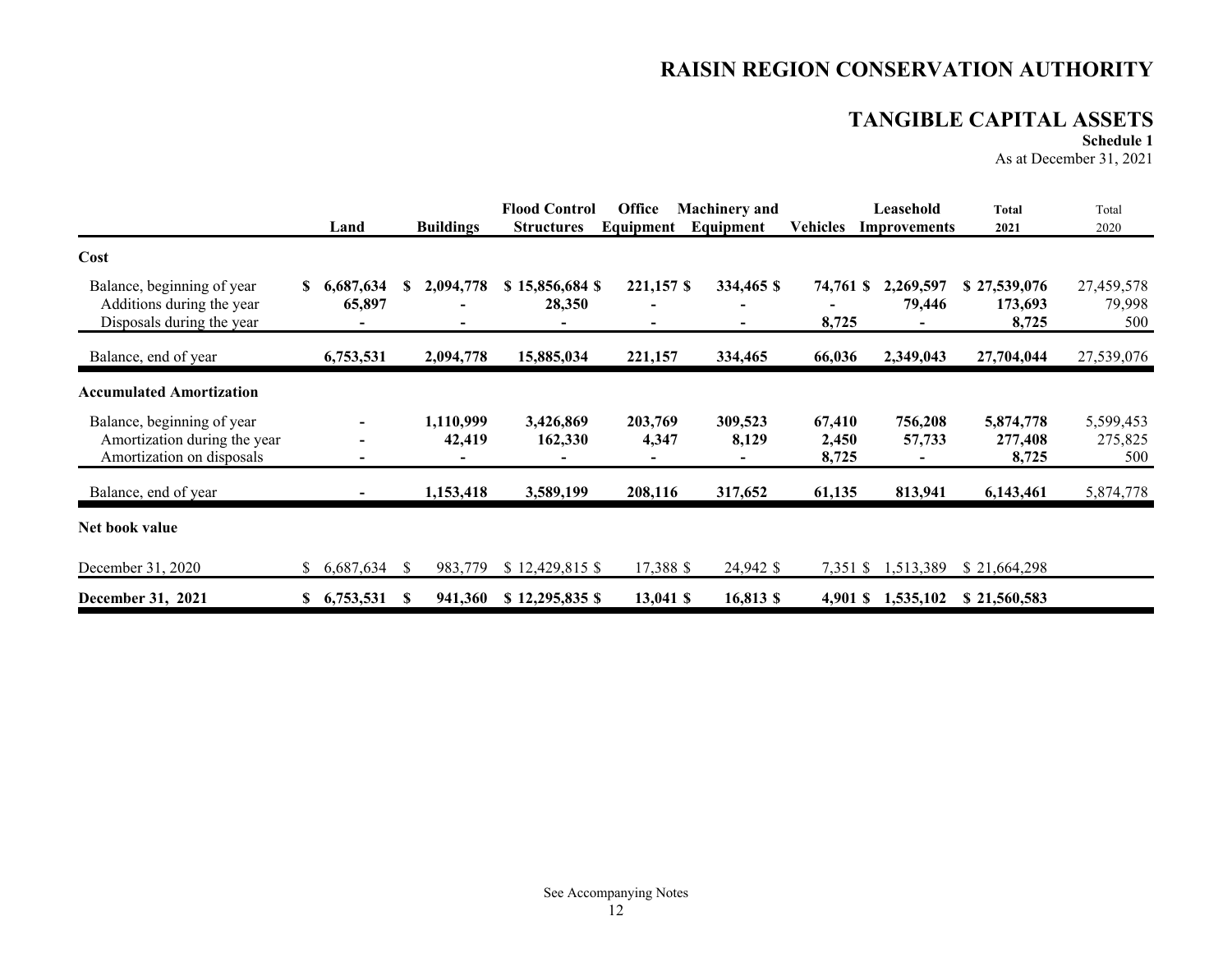# RAISIN REGION CONSERVATION AUTHORITY

## TANGIBLE CAPITAL ASSETS

**Schedule 1**

As at December 31, 2021

| | Land | Buildings | Flood Control Structures | Office Equipment | Machinery and Equipment | Vehicles | Leasehold Improvements | Total 2021 | Total 2020 |
|---|---|---|---|---|---|---|---|---|---|
| **Cost** | | | | | | | | | |
| Balance, beginning of year | **$ 6,687,634** | **$ 2,094,778** | **$ 15,856,684** | **$ 221,157** | **$ 334,465** | **$ 74,761** | **$ 2,269,597** | **$ 27,539,076** | 27,459,578 |
| Additions during the year | **65,897** | **-** | **28,350** | **-** | **-** | **-** | **79,446** | **173,693** | 79,998 |
| Disposals during the year | **-** | **-** | **-** | **-** | **-** | **8,725** | **-** | **8,725** | 500 |
| Balance, end of year | **6,753,531** | **2,094,778** | **15,885,034** | **221,157** | **334,465** | **66,036** | **2,349,043** | **27,704,044** | 27,539,076 |
| **Accumulated Amortization** | | | | | | | | | |
| Balance, beginning of year | **-** | **1,110,999** | **3,426,869** | **203,769** | **309,523** | **67,410** | **756,208** | **5,874,778** | 5,599,453 |
| Amortization during the year | **-** | **42,419** | **162,330** | **4,347** | **8,129** | **2,450** | **57,733** | **277,408** | 275,825 |
| Amortization on disposals | **-** | **-** | **-** | **-** | **-** | **8,725** | **-** | **8,725** | 500 |
| Balance, end of year | **-** | **1,153,418** | **3,589,199** | **208,116** | **317,652** | **61,135** | **813,941** | **6,143,461** | 5,874,778 |
| **Net book value** | | | | | | | | | |
| December 31, 2020 | $ 6,687,634 | $ 983,779 | $ 12,429,815 | $ 17,388 | $ 24,942 | $ 7,351 | $ 1,513,389 | $ 21,664,298 | |
| **December 31, 2021** | **$ 6,753,531** | **$ 941,360** | **$ 12,295,835** | **$ 13,041** | **$ 16,813** | **$ 4,901** | **$ 1,535,102** | **$ 21,560,583** | |

See Accompanying Notes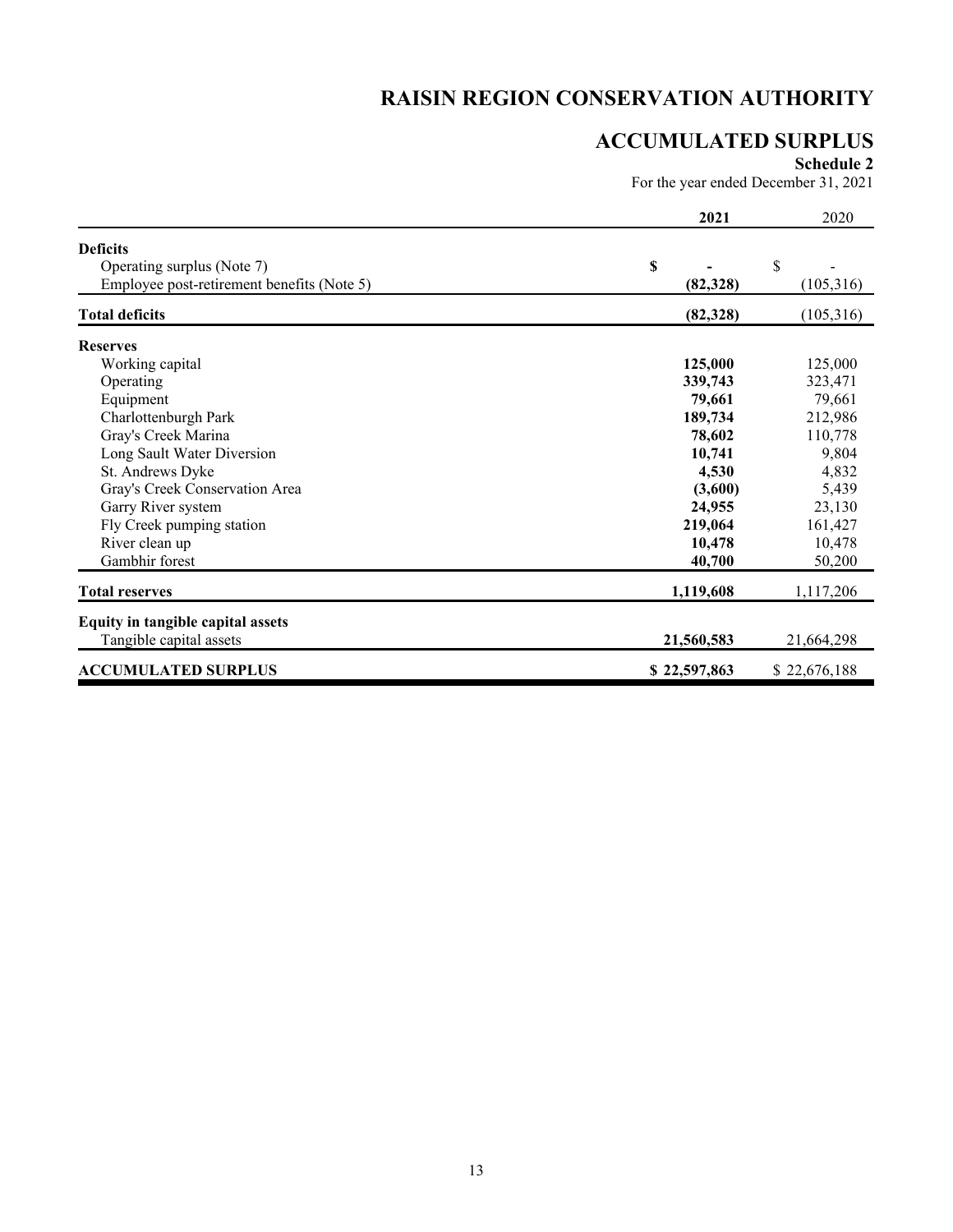# RAISIN REGION CONSERVATION AUTHORITY

## ACCUMULATED SURPLUS

**Schedule 2**

For the year ended December 31, 2021

| | **2021** | 2020 |
|---|---|---|
| **Deficits** | | |
| Operating surplus (Note 7) | **$ -** | $ - |
| Employee post-retirement benefits (Note 5) | **(82,328)** | (105,316) |
| **Total deficits** | **(82,328)** | (105,316) |
| **Reserves** | | |
| Working capital | **125,000** | 125,000 |
| Operating | **339,743** | 323,471 |
| Equipment | **79,661** | 79,661 |
| Charlottenburgh Park | **189,734** | 212,986 |
| Gray's Creek Marina | **78,602** | 110,778 |
| Long Sault Water Diversion | **10,741** | 9,804 |
| St. Andrews Dyke | **4,530** | 4,832 |
| Gray's Creek Conservation Area | **(3,600)** | 5,439 |
| Garry River system | **24,955** | 23,130 |
| Fly Creek pumping station | **219,064** | 161,427 |
| River clean up | **10,478** | 10,478 |
| Gambhir forest | **40,700** | 50,200 |
| **Total reserves** | **1,119,608** | 1,117,206 |
| **Equity in tangible capital assets** | | |
| Tangible capital assets | **21,560,583** | 21,664,298 |
| **ACCUMULATED SURPLUS** | **$ 22,597,863** | $ 22,676,188 |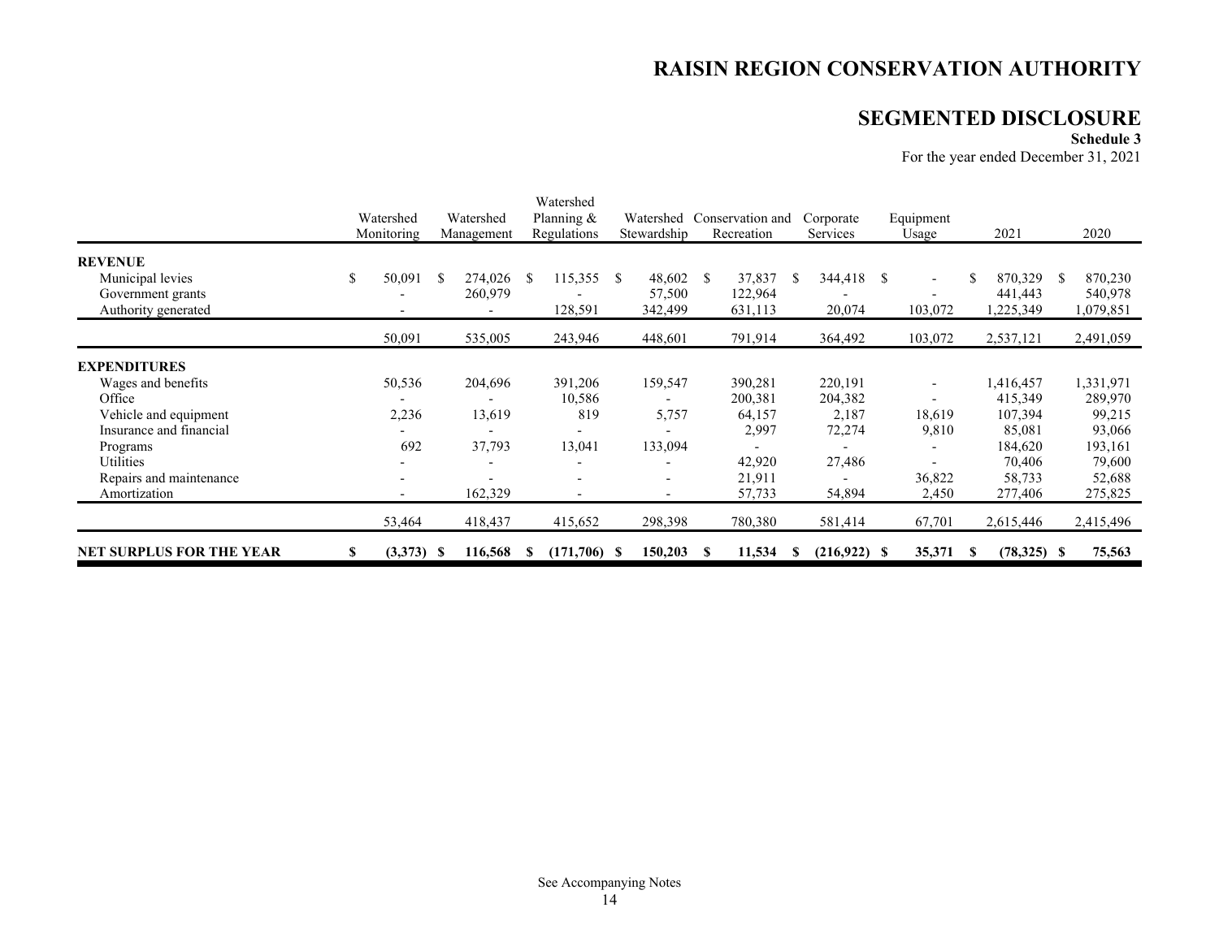# RAISIN REGION CONSERVATION AUTHORITY

## SEGMENTED DISCLOSURE

**Schedule 3**

For the year ended December 31, 2021

| | Watershed Monitoring | Watershed Management | Watershed Planning & Regulations | Watershed Stewardship | Conservation and Recreation | Corporate Services | Equipment Usage | 2021 | 2020 |
|---|---|---|---|---|---|---|---|---|---|
| **REVENUE** | | | | | | | | | |
| Municipal levies | $ 50,091 | $ 274,026 | $ 115,355 | $ 48,602 | $ 37,837 | $ 344,418 | $ - | $ 870,329 | $ 870,230 |
| Government grants | - | 260,979 | - | 57,500 | 122,964 | - | - | 441,443 | 540,978 |
| Authority generated | - | - | 128,591 | 342,499 | 631,113 | 20,074 | 103,072 | 1,225,349 | 1,079,851 |
| | 50,091 | 535,005 | 243,946 | 448,601 | 791,914 | 364,492 | 103,072 | 2,537,121 | 2,491,059 |
| **EXPENDITURES** | | | | | | | | | |
| Wages and benefits | 50,536 | 204,696 | 391,206 | 159,547 | 390,281 | 220,191 | - | 1,416,457 | 1,331,971 |
| Office | - | - | 10,586 | - | 200,381 | 204,382 | - | 415,349 | 289,970 |
| Vehicle and equipment | 2,236 | 13,619 | 819 | 5,757 | 64,157 | 2,187 | 18,619 | 107,394 | 99,215 |
| Insurance and financial | - | - | - | - | 2,997 | 72,274 | 9,810 | 85,081 | 93,066 |
| Programs | 692 | 37,793 | 13,041 | 133,094 | - | - | - | 184,620 | 193,161 |
| Utilities | - | - | - | - | 42,920 | 27,486 | - | 70,406 | 79,600 |
| Repairs and maintenance | - | - | - | - | 21,911 | - | 36,822 | 58,733 | 52,688 |
| Amortization | - | 162,329 | - | - | 57,733 | 54,894 | 2,450 | 277,406 | 275,825 |
| | 53,464 | 418,437 | 415,652 | 298,398 | 780,380 | 581,414 | 67,701 | 2,615,446 | 2,415,496 |
| **NET SURPLUS FOR THE YEAR** | **$ (3,373)** | **$ 116,568** | **$ (171,706)** | **$ 150,203** | **$ 11,534** | **$ (216,922)** | **$ 35,371** | **$ (78,325)** | **$ 75,563** |

See Accompanying Notes